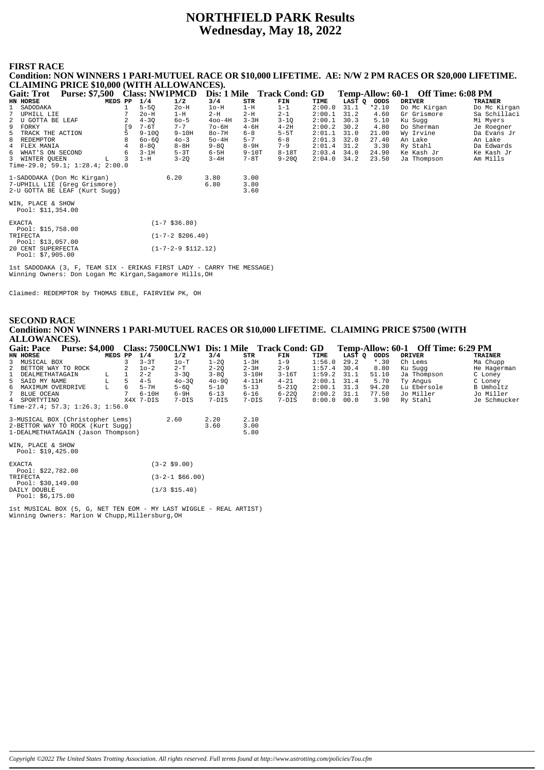# NORTHFIELD PARK Results
## Wednesday, May 18, 2022

### FIRST RACE

**Condition: NON WINNERS 1 PARI-MUTUEL RACE OR $10,000 LIFETIME. AE: N/W 2 PM RACES OR $20,000 LIFETIME. CLAIMING PRICE $10,000 (WITH ALLOWANCES).**

**Gait: Trot Purse: $7,500 Class: NW1PMCD Dis: 1 Mile Track Cond: GD Temp-Allow: 60-1 Off Time: 6:08 PM**

| HN | HORSE | MEDS | PP | 1/4 | 1/2 | 3/4 | STR | FIN | TIME | LAST Q | ODDS | DRIVER | TRAINER |
|---|---|---|---|---|---|---|---|---|---|---|---|---|---|
| 1 | SADODAKA | | 1 | 5-5Q | 2o-H | 1o-H | 1-H | 1-1 | 2:00.0 | 31.1 | *2.10 | Do Mc Kirgan | Do Mc Kirgan |
| 7 | UPHILL LIE | | 7 | 2o-H | 1-H | 2-H | 2-H | 2-1 | 2:00.1 | 31.2 | 4.60 | Gr Grismore | Sa Schillaci |
| 2 | U GOTTA BE LEAF | | 2 | 4-3Q | 6o-5 | 4oo-4H | 3-3H | 3-1Q | 2:00.1 | 30.3 | 5.10 | Ku Sugg | Mi Myers |
| 9 | FORKY | | [9 | 7-6T | 7-7 | 7o-6H | 4-6H | 4-2H | 2:00.2 | 30.2 | 4.80 | Do Sherman | Je Roegner |
| 5 | TRACK THE ACTION | | 5 | 9-10Q | 9-10H | 8o-7H | 6-8 | 5-5T | 2:01.1 | 31.0 | 21.00 | Wy Irvine | Da Evans Jr |
| 8 | REDEMPTOR | | 8 | 6o-6Q | 4o-3 | 5o-4H | 5-7 | 6-8 | 2:01.3 | 32.0 | 27.40 | An Lake | An Lake |
| 4 | FLEX MANIA | | 4 | 8-8Q | 8-8H | 9-8Q | 8-9H | 7-9 | 2:01.4 | 31.2 | 3.30 | Ry Stahl | Da Edwards |
| 6 | WHAT'S ON SECOND | | 6 | 3-1H | 5-3T | 6-5H | 9-10T | 8-18T | 2:03.4 | 34.0 | 24.90 | Ke Kash Jr | Ke Kash Jr |
| 3 | WINTER QUEEN | L | 3 | 1-H | 3-2Q | 3-4H | 7-8T | 9-20Q | 2:04.0 | 34.2 | 23.50 | Ja Thompson | Am Mills |

Time-29.0; 59.1; 1:28.4; 2:00.0

| | Win | Place | Show |
|---|---|---|---|
| 1-SADODAKA (Don Mc Kirgan) | 6.20 | 3.80 | 3.00 |
| 7-UPHILL LIE (Greg Grismore) | | 6.80 | 3.80 |
| 2-U GOTTA BE LEAF (Kurt Sugg) | | | 3.60 |

WIN, PLACE & SHOW
Pool: $11,354.00

| | |
|---|---|
| EXACTA Pool: $15,758.00 | (1-7 $36.80) |
| TRIFECTA Pool: $13,057.00 | (1-7-2 $206.40) |
| 20 CENT SUPERFECTA Pool: $7,905.00 | (1-7-2-9 $112.12) |

1st SADODAKA (3, F, TEAM SIX - ERIKAS FIRST LADY - CARRY THE MESSAGE)
Winning Owners: Don Logan Mc Kirgan,Sagamore Hills,OH

Claimed: REDEMPTOR by THOMAS EBLE, FAIRVIEW PK, OH

### SECOND RACE

**Condition: NON WINNERS 1 PARI-MUTUEL RACES OR $10,000 LIFETIME. CLAIMING PRICE $7500 (WITH ALLOWANCES).**

**Gait: Pace Purse: $4,000 Class: 7500CLNW1 Dis: 1 Mile Track Cond: GD Temp-Allow: 60-1 Off Time: 6:29 PM**

| HN | HORSE | MEDS | PP | 1/4 | 1/2 | 3/4 | STR | FIN | TIME | LAST Q | ODDS | DRIVER | TRAINER |
|---|---|---|---|---|---|---|---|---|---|---|---|---|---|
| 3 | MUSICAL BOX | | 3 | 3-3T | 1o-T | 1-2Q | 1-3H | 1-9 | 1:56.0 | 29.2 | *.30 | Ch Lems | Ma Chupp |
| 2 | BETTOR WAY TO ROCK | | 2 | 1o-2 | 2-T | 2-2Q | 2-3H | 2-9 | 1:57.4 | 30.4 | 8.80 | Ku Sugg | He Hagerman |
| 1 | DEALMETHATAGAIN | L | 1 | 2-2 | 3-3Q | 3-8Q | 3-10H | 3-16T | 1:59.2 | 31.1 | 51.10 | Ja Thompson | C Loney |
| 5 | SAID MY NAME | L | 5 | 4-5 | 4o-3Q | 4o-9Q | 4-11H | 4-21 | 2:00.1 | 31.4 | 5.70 | Ty Angus | C Loney |
| 6 | MAXIMUM OVERDRIVE | L | 6 | 5-7H | 5-6Q | 5-10 | 5-13 | 5-21Q | 2:00.1 | 31.3 | 94.20 | Lu Ebersole | B Umholtz |
| 7 | BLUE OCEAN | | 7 | 6-10H | 6-9H | 6-13 | 6-16 | 6-22Q | 2:00.2 | 31.1 | 77.50 | Jo Miller | Jo Miller |
| 4 | SPORTYTINO | | X4X | 7-DIS | 7-DIS | 7-DIS | 7-DIS | 7-DIS | 0:00.0 | 00.0 | 3.90 | Ry Stahl | Je Schmucker |

Time-27.4; 57.3; 1:26.3; 1:56.0

| | Win | Place | Show |
|---|---|---|---|
| 3-MUSICAL BOX (Christopher Lems) | 2.60 | 2.20 | 2.10 |
| 2-BETTOR WAY TO ROCK (Kurt Sugg) | | 3.60 | 3.00 |
| 1-DEALMETHATAGAIN (Jason Thompson) | | | 5.80 |

WIN, PLACE & SHOW
Pool: $19,425.00

| | |
|---|---|
| EXACTA Pool: $22,782.00 | (3-2 $9.00) |
| TRIFECTA Pool: $30,149.00 | (3-2-1 $66.00) |
| DAILY DOUBLE Pool: $6,175.00 | (1/3 $15.40) |

1st MUSICAL BOX (5, G, NET TEN EOM - MY LAST WIGGLE - REAL ARTIST)
Winning Owners: Marion W Chupp,Millersburg,OH

*Copyright ©2022 The United States Trotting Association. All rights reserved. Full terms found at http://www.ustrotting.com/policies/Tou.cfm*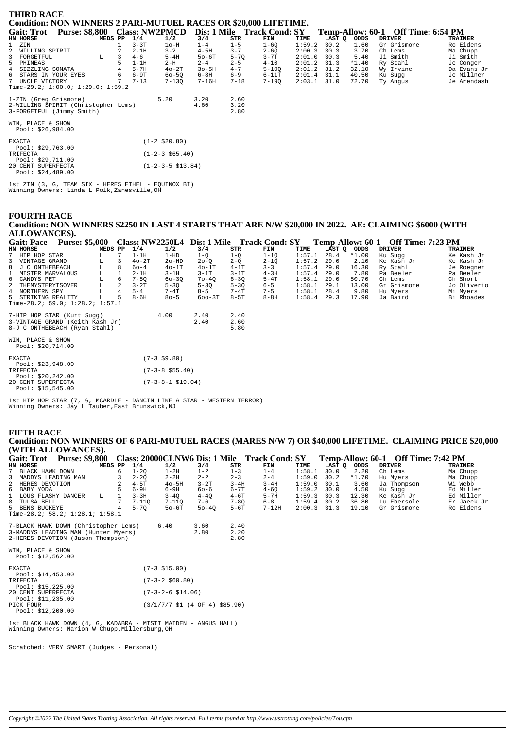## THIRD RACE

### Condition: NON WINNERS 2 PARI-MUTUEL RACES OR $20,000 LIFETIME.

**Gait: Trot Purse: $8,800 Class: NW2PMCD Dis: 1 Mile Track Cond: SY Temp-Allow: 60-1 Off Time: 6:54 PM**

| HN | HORSE | MEDS | PP | 1/4 | 1/2 | 3/4 | STR | FIN | TIME | LAST Q | ODDS | DRIVER | TRAINER |
|---|---|---|---|---|---|---|---|---|---|---|---|---|---|
| 1 | ZIN | | 1 | 3-3T | 1o-H | 1-4 | 1-5 | 1-6Q | 1:59.2 | 30.2 | 1.60 | Gr Grismore | Ro Eidens |
| 2 | WILLING SPIRIT | | 2 | 2-1H | 3-2 | 4-5H | 3-7 | 2-6Q | 2:00.3 | 30.3 | 3.70 | Ch Lems | Ma Chupp |
| 3 | FORGETFUL | L | 3 | 4-6 | 5-4H | 5o-6T | 5-7Q | 3-7T | 2:01.0 | 30.3 | 5.40 | Ji Smith | Ji Smith |
| 5 | PHINEAS | | 5 | 1-1H | 2-H | 2-4 | 2-5 | 4-10 | 2:01.2 | 31.3 | *1.40 | Ry Stahl | Je Conger |
| 4 | SIZZLING SONATA | | 4 | 5-7H | 4o-2T | 3o-5H | 4-7 | 5-10Q | 2:01.2 | 31.2 | 32.10 | Wy Irvine | Da Evans Jr |
| 6 | STARS IN YOUR EYES | | 6 | 6-9T | 6o-5Q | 6-8H | 6-9 | 6-11T | 2:01.4 | 31.1 | 40.50 | Ku Sugg | Je Millner |
| 7 | UNCLE VICTORY | | 7 | 7-13 | 7-13Q | 7-16H | 7-18 | 7-19Q | 2:03.1 | 31.0 | 72.70 | Ty Angus | Je Arendash |

Time-29.2; 1:00.0; 1:29.0; 1:59.2

| | WIN | PLACE | SHOW |
|---|---|---|---|
| 1-ZIN (Greg Grismore) | 5.20 | 3.20 | 2.60 |
| 2-WILLING SPIRIT (Christopher Lems) | | 4.60 | 3.20 |
| 3-FORGETFUL (Jimmy Smith) | | | 2.80 |

WIN, PLACE & SHOW
Pool: $26,984.00

EXACTA (1-2 $20.80)
Pool: $29,763.00
TRIFECTA (1-2-3 $65.40)
Pool: $29,711.00
20 CENT SUPERFECTA (1-2-3-5 $13.84)
Pool: $24,489.00

1st ZIN (3, G, TEAM SIX - HERES ETHEL - EQUINOX BI)
Winning Owners: Linda L Polk,Zanesville,OH

## FOURTH RACE

### Condition: NON WINNERS $2250 IN LAST 4 STARTS THAT ARE N/W $20,000 IN 2022. AE: CLAIMING $6000 (WITH ALLOWANCES).

**Gait: Pace Purse: $5,000 Class: NW2250L4 Dis: 1 Mile Track Cond: SY Temp-Allow: 60-1 Off Time: 7:23 PM**

| HN | HORSE | MEDS | PP | 1/4 | 1/2 | 3/4 | STR | FIN | TIME | LAST Q | ODDS | DRIVER | TRAINER |
|---|---|---|---|---|---|---|---|---|---|---|---|---|---|
| 7 | HIP HOP STAR | L | 7 | 1-1H | 1-HD | 1-Q | 1-Q | 1-1Q | 1:57.1 | 28.4 | *1.00 | Ku Sugg | Ke Kash Jr |
| 3 | VINTAGE GRAND | L | 3 | 4o-2T | 2o-HD | 2o-Q | 2-Q | 2-1Q | 1:57.2 | 29.0 | 2.10 | Ke Kash Jr | Ke Kash Jr |
| 8 | J C ONTHEBEACH | L | 8 | 6o-4 | 4o-1T | 4o-1T | 4-1T | 3-3 | 1:57.4 | 29.0 | 16.30 | Ry Stahl | Je Roegner |
| 1 | MISTER MARVALOUS | L | 1 | 2-1H | 3-1H | 3-1T | 3-1T | 4-3H | 1:57.4 | 29.0 | 7.80 | Pa Beeler | Pa Beeler |
| 6 | CANDYS PET | L | 6 | 7-5Q | 6o-3Q | 7o-4Q | 6-3Q | 5-4T | 1:58.1 | 29.0 | 50.70 | Ch Lems | Ch Short |
| 2 | THEMYSTERYISOVER | L | 2 | 3-2T | 5-3Q | 5-3Q | 5-3Q | 6-5 | 1:58.1 | 29.1 | 13.00 | Gr Grismore | Jo Oliverio |
| 4 | NORTHERN SPY | L | 4 | 5-4 | 7-4T | 8-5 | 7-4T | 7-5 | 1:58.1 | 28.4 | 9.80 | Hu Myers | Mi Myers |
| 5 | STRIKING REALITY | L | 5 | 8-6H | 8o-5 | 6oo-3T | 8-5T | 8-8H | 1:58.4 | 29.3 | 17.90 | Ja Baird | Bi Rhoades |

Time-28.2; 59.0; 1:28.2; 1:57.1

| | WIN | PLACE | SHOW |
|---|---|---|---|
| 7-HIP HOP STAR (Kurt Sugg) | 4.00 | 2.40 | 2.40 |
| 3-VINTAGE GRAND (Keith Kash Jr) | | 2.40 | 2.60 |
| 8-J C ONTHEBEACH (Ryan Stahl) | | | 5.80 |

WIN, PLACE & SHOW
Pool: $20,714.00

EXACTA (7-3 $9.80)
Pool: $23,948.00
TRIFECTA (7-3-8 $55.40)
Pool: $20,242.00
20 CENT SUPERFECTA (7-3-8-1 $19.04)
Pool: $15,545.00

1st HIP HOP STAR (7, G, MCARDLE - DANCIN LIKE A STAR - WESTERN TERROR)
Winning Owners: Jay L Tauber,East Brunswick,NJ

## FIFTH RACE

### Condition: NON WINNERS OF 6 PARI-MUTUEL RACES (MARES N/W 7) OR $40,000 LIFETIME. CLAIMING PRICE $20,000 (WITH ALLOWANCES).

**Gait: Trot Purse: $9,800 Class: 20000CLNW6 Dis: 1 Mile Track Cond: SY Temp-Allow: 60-1 Off Time: 7:42 PM**

| HN | HORSE | MEDS | PP | 1/4 | 1/2 | 3/4 | STR | FIN | TIME | LAST Q | ODDS | DRIVER | TRAINER |
|---|---|---|---|---|---|---|---|---|---|---|---|---|---|
| 7 | BLACK HAWK DOWN | | 6 | 1-2Q | 1-2H | 1-2 | 1-3 | 1-4 | 1:58.1 | 30.0 | 2.20 | Ch Lems | Ma Chupp |
| 3 | MADDYS LEADING MAN | | 3 | 2-2Q | 2-2H | 2-2 | 2-3 | 2-4 | 1:59.0 | 30.2 | *1.70 | Hu Myers | Ma Chupp |
| 2 | HERES DEVOTION | | 2 | 4-5T | 4o-5H | 3-2T | 3-4H | 3-4H | 1:59.0 | 30.1 | 3.60 | Ja Thompson | Wi Webb |
| 6 | BABY YODA | | 5 | 6-9H | 6-9H | 6o-6 | 6-7T | 4-6Q | 1:59.2 | 30.0 | 4.50 | Ku Sugg | Ed Miller |
| 1 | LOUS FLASHY DANCER | L | 1 | 3-3H | 3-4Q | 4-4Q | 4-6T | 5-7H | 1:59.3 | 30.3 | 12.30 | Ke Kash Jr | Ed Miller |
| 8 | TULSA BELL | | 7 | 7-11Q | 7-11Q | 7-6 | 7-8Q | 6-8 | 1:59.4 | 30.2 | 36.80 | Lu Ebersole | Er Jaeck Jr. |
| 5 | BENS BUCKEYE | | 4 | 5-7Q | 5o-6T | 5o-4Q | 5-6T | 7-12H | 2:00.3 | 31.3 | 19.10 | Gr Grismore | Ro Eidens |

Time-28.2; 58.2; 1:28.1; 1:58.1

| | WIN | PLACE | SHOW |
|---|---|---|---|
| 7-BLACK HAWK DOWN (Christopher Lems) | 6.40 | 3.60 | 2.40 |
| 3-MADDYS LEADING MAN (Hunter Myers) | | 2.80 | 2.20 |
| 2-HERES DEVOTION (Jason Thompson) | | | 2.80 |

WIN, PLACE & SHOW
Pool: $12,562.00

EXACTA (7-3 $15.00)
Pool: $14,453.00
TRIFECTA (7-3-2 $60.80)
Pool: $15,225.00
20 CENT SUPERFECTA (7-3-2-6 $14.06)
Pool: $11,235.00
PICK FOUR (3/1/7/7 $1 (4 OF 4) $85.90)
Pool: $12,200.00

1st BLACK HAWK DOWN (4, G, KADABRA - MISTI MAIDEN - ANGUS HALL)
Winning Owners: Marion W Chupp,Millersburg,OH

Scratched: VERY SMART (Judges - Personal)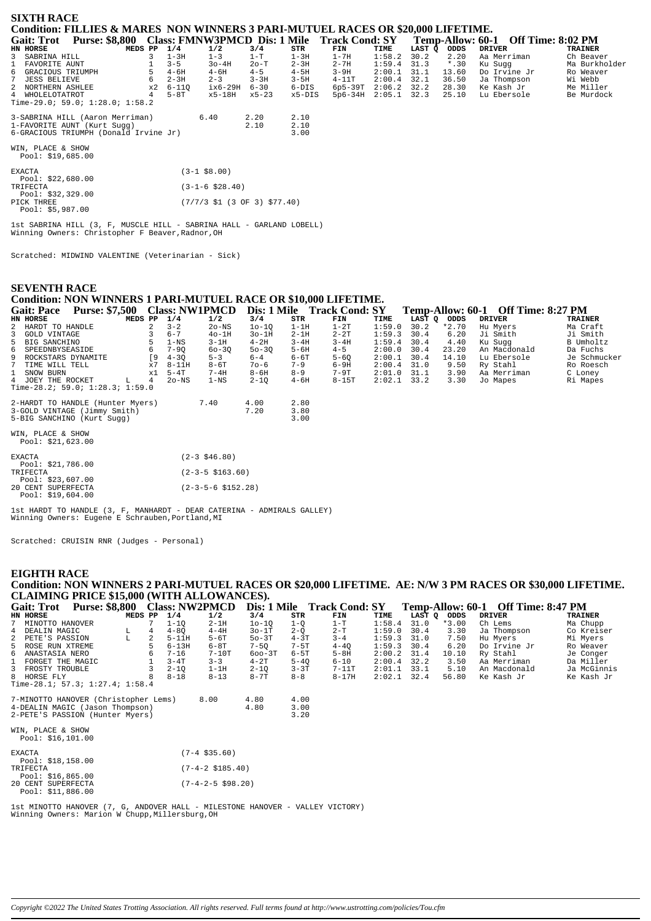## SIXTH RACE

### Condition: FILLIES & MARES NON WINNERS 3 PARI-MUTUEL RACES OR $20,000 LIFETIME.

**Gait: Trot Purse: $8,800 Class: FMNW3PMCD Dis: 1 Mile Track Cond: SY Temp-Allow: 60-1 Off Time: 8:02 PM**

| HN | HORSE | MEDS | PP | 1/4 | 1/2 | 3/4 | STR | FIN | TIME | LAST Q | ODDS | DRIVER | TRAINER |
|---|---|---|---|---|---|---|---|---|---|---|---|---|---|
| 3 | SABRINA HILL | | 3 | 1-3H | 1-3 | 1-T | 1-3H | 1-7H | 1:58.2 | 30.2 | 2.20 | Aa Merriman | Ch Beaver |
| 1 | FAVORITE AUNT | | 1 | 3-5 | 3o-4H | 2o-T | 2-3H | 2-7H | 1:59.4 | 31.3 | *.30 | Ku Sugg | Ma Burkholder |
| 6 | GRACIOUS TRIUMPH | | 5 | 4-6H | 4-6H | 4-5 | 4-5H | 3-9H | 2:00.1 | 31.1 | 13.60 | Do Irvine Jr | Ro Weaver |
| 7 | JESS BELIEVE | | 6 | 2-3H | 2-3 | 3-3H | 3-5H | 4-11T | 2:00.4 | 32.1 | 36.50 | Ja Thompson | Wi Webb |
| 2 | NORTHERN ASHLEE | | x2 | 6-11Q | ix6-29H | 6-30 | 6-DIS | 6p5-39T | 2:06.2 | 32.2 | 28.30 | Ke Kash Jr | Me Miller |
| 4 | WHOLELOTATROT | | 4 | 5-8T | x5-18H | x5-23 | x5-DIS | 5p6-34H | 2:05.1 | 32.3 | 25.10 | Lu Ebersole | Be Murdock |

Time-29.0; 59.0; 1:28.0; 1:58.2

| | | | |
|---|---|---|---|
| 3-SABRINA HILL (Aaron Merriman) | 6.40 | 2.20 | 2.10 |
| 1-FAVORITE AUNT (Kurt Sugg) | | 2.10 | 2.10 |
| 6-GRACIOUS TRIUMPH (Donald Irvine Jr) | | | 3.00 |

WIN, PLACE & SHOW
Pool: $19,685.00

EXACTA (3-1 $8.00)
Pool: $22,680.00
TRIFECTA (3-1-6 $28.40)
Pool: $32,329.00
PICK THREE (7/7/3 $1 (3 OF 3) $77.40)
Pool: $5,987.00

1st SABRINA HILL (3, F, MUSCLE HILL - SABRINA HALL - GARLAND LOBELL)
Winning Owners: Christopher F Beaver,Radnor,OH

Scratched: MIDWIND VALENTINE (Veterinarian - Sick)

## SEVENTH RACE

### Condition: NON WINNERS 1 PARI-MUTUEL RACE OR $10,000 LIFETIME.

**Gait: Pace Purse: $7,500 Class: NW1PMCD Dis: 1 Mile Track Cond: SY Temp-Allow: 60-1 Off Time: 8:27 PM**

| HN | HORSE | MEDS | PP | 1/4 | 1/2 | 3/4 | STR | FIN | TIME | LAST Q | ODDS | DRIVER | TRAINER |
|---|---|---|---|---|---|---|---|---|---|---|---|---|---|
| 2 | HARDT TO HANDLE | | 2 | 3-2 | 2o-NS | 1o-1Q | 1-1H | 1-2T | 1:59.0 | 30.2 | *2.70 | Hu Myers | Ma Craft |
| 3 | GOLD VINTAGE | | 3 | 6-7 | 4o-1H | 3o-1H | 2-1H | 2-2T | 1:59.3 | 30.4 | 6.20 | Ji Smith | Ji Smith |
| 5 | BIG SANCHINO | | 5 | 1-NS | 3-1H | 4-2H | 3-4H | 3-4H | 1:59.4 | 30.4 | 4.40 | Ku Sugg | B Umholtz |
| 6 | SPEEDNBYSEASIDE | | 6 | 7-9Q | 6o-3Q | 5o-3Q | 5-6H | 4-5 | 2:00.0 | 30.4 | 23.20 | An Macdonald | Da Fuchs |
| 9 | ROCKSTARS DYNAMITE | | [9 | 4-3Q | 5-3 | 6-4 | 6-6T | 5-6Q | 2:00.1 | 30.4 | 14.10 | Lu Ebersole | Je Schmucker |
| 7 | TIME WILL TELL | | x7 | 8-11H | 8-6T | 7o-6 | 7-9 | 6-9H | 2:00.4 | 31.0 | 9.50 | Ry Stahl | Ro Roesch |
| 1 | SNOW BURN | | x1 | 5-4T | 7-4H | 8-6H | 8-9 | 7-9T | 2:01.0 | 31.1 | 3.90 | Aa Merriman | C Loney |
| 4 | JOEY THE ROCKET | L | 4 | 2o-NS | 1-NS | 2-1Q | 4-6H | 8-15T | 2:02.1 | 33.2 | 3.30 | Jo Mapes | Ri Mapes |

Time-28.2; 59.0; 1:28.3; 1:59.0

| | | | |
|---|---|---|---|
| 2-HARDT TO HANDLE (Hunter Myers) | 7.40 | 4.00 | 2.80 |
| 3-GOLD VINTAGE (Jimmy Smith) | | 7.20 | 3.80 |
| 5-BIG SANCHINO (Kurt Sugg) | | | 3.00 |

WIN, PLACE & SHOW
Pool: $21,623.00

EXACTA (2-3 $46.80)
Pool: $21,786.00
TRIFECTA (2-3-5 $163.60)
Pool: $23,607.00
20 CENT SUPERFECTA (2-3-5-6 $152.28)
Pool: $19,604.00

1st HARDT TO HANDLE (3, F, MANHARDT - DEAR CATERINA - ADMIRALS GALLEY)
Winning Owners: Eugene E Schrauben,Portland,MI

Scratched: CRUISIN RNR (Judges - Personal)

## EIGHTH RACE

### Condition: NON WINNERS 2 PARI-MUTUEL RACES OR $20,000 LIFETIME. AE: N/W 3 PM RACES OR $30,000 LIFETIME. CLAIMING PRICE $15,000 (WITH ALLOWANCES).

**Gait: Trot Purse: $8,800 Class: NW2PMCD Dis: 1 Mile Track Cond: SY Temp-Allow: 60-1 Off Time: 8:47 PM**

| HN | HORSE | MEDS | PP | 1/4 | 1/2 | 3/4 | STR | FIN | TIME | LAST Q | ODDS | DRIVER | TRAINER |
|---|---|---|---|---|---|---|---|---|---|---|---|---|---|
| 7 | MINOTTO HANOVER | | 7 | 1-1Q | 2-1H | 1o-1Q | 1-Q | 1-T | 1:58.4 | 31.0 | *3.00 | Ch Lems | Ma Chupp |
| 4 | DEALIN MAGIC | L | 4 | 4-8Q | 4-4H | 3o-1T | 2-Q | 2-T | 1:59.0 | 30.4 | 3.30 | Ja Thompson | Co Kreiser |
| 2 | PETE'S PASSION | L | 2 | 5-11H | 5-6T | 5o-3T | 4-3T | 3-4 | 1:59.3 | 31.0 | 7.50 | Hu Myers | Mi Myers |
| 5 | ROSE RUN XTREME | | 5 | 6-13H | 6-8T | 7-5Q | 7-5T | 4-4Q | 1:59.3 | 30.4 | 6.20 | Do Irvine Jr | Ro Weaver |
| 6 | ANASTASIA NERO | | 6 | 7-16 | 7-10T | 6oo-3T | 6-5T | 5-8H | 2:00.2 | 31.4 | 10.10 | Ry Stahl | Je Conger |
| 1 | FORGET THE MAGIC | | 1 | 3-4T | 3-3 | 4-2T | 5-4Q | 6-10 | 2:00.4 | 32.2 | 3.50 | Aa Merriman | Da Miller |
| 3 | FROSTY TROUBLE | | 3 | 2-1Q | 1-1H | 2-1Q | 3-3T | 7-11T | 2:01.1 | 33.1 | 5.10 | An Macdonald | Ja McGinnis |
| 8 | HORSE FLY | | 8 | 8-18 | 8-13 | 8-7T | 8-8 | 8-17H | 2:02.1 | 32.4 | 56.80 | Ke Kash Jr | Ke Kash Jr |

Time-28.1; 57.3; 1:27.4; 1:58.4

| | | | |
|---|---|---|---|
| 7-MINOTTO HANOVER (Christopher Lems) | 8.00 | 4.80 | 4.00 |
| 4-DEALIN MAGIC (Jason Thompson) | | 4.80 | 3.00 |
| 2-PETE'S PASSION (Hunter Myers) | | | 3.20 |

WIN, PLACE & SHOW
Pool: $16,101.00

EXACTA (7-4 $35.60)
Pool: $18,158.00
TRIFECTA (7-4-2 $185.40)
Pool: $16,865.00
20 CENT SUPERFECTA (7-4-2-5 $98.20)
Pool: $11,886.00

1st MINOTTO HANOVER (7, G, ANDOVER HALL - MILESTONE HANOVER - VALLEY VICTORY)
Winning Owners: Marion W Chupp,Millersburg,OH

*Copyright ©2022 The United States Trotting Association. All rights reserved. Full terms found at http://www.ustrotting.com/policies/Tou.cfm*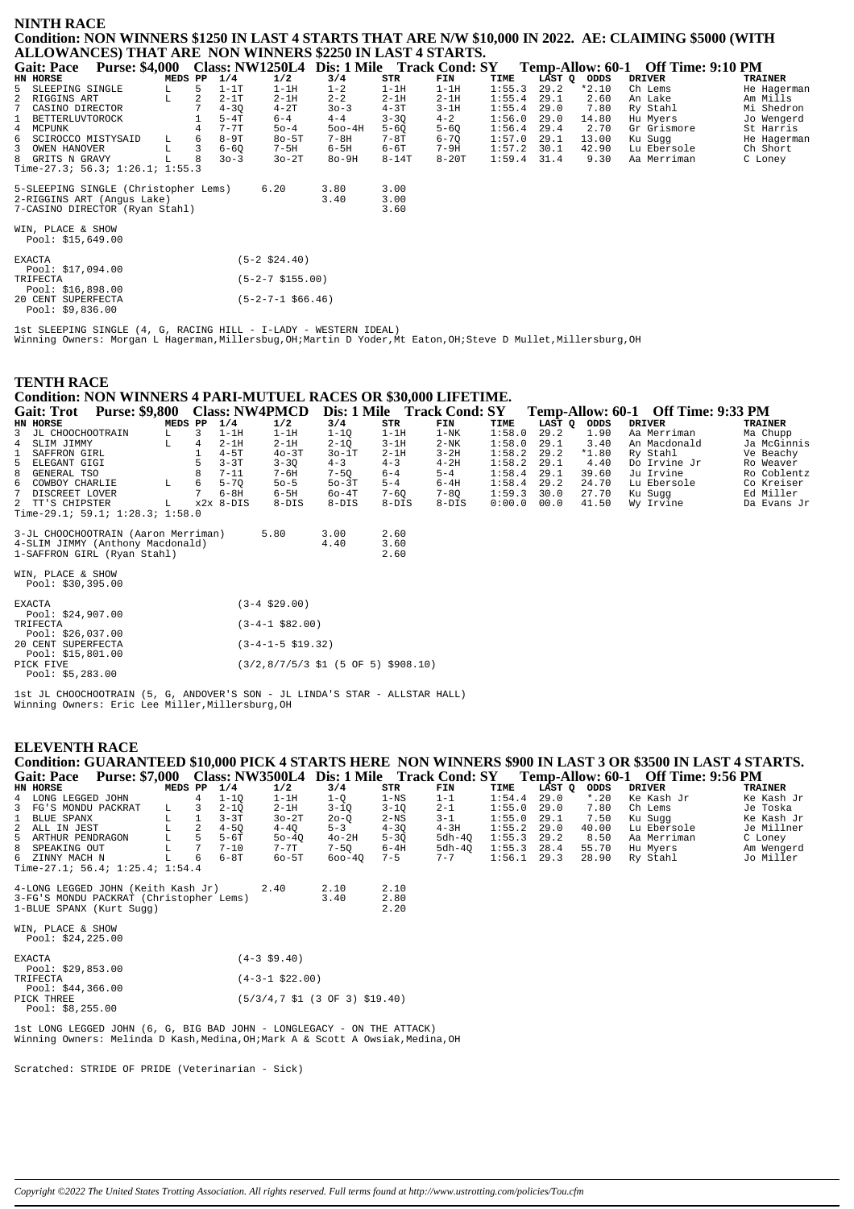## NINTH RACE

**Condition: NON WINNERS \$1250 IN LAST 4 STARTS THAT ARE N/W \$10,000 IN 2022. AE: CLAIMING \$5000 (WITH ALLOWANCES) THAT ARE NON WINNERS \$2250 IN LAST 4 STARTS.**

**Gait: Pace Purse: \$4,000 Class: NW1250L4 Dis: 1 Mile Track Cond: SY Temp-Allow: 60-1 Off Time: 9:10 PM**

| HN | HORSE | MEDS | PP | 1/4 | 1/2 | 3/4 | STR | FIN | TIME | LAST Q | ODDS | DRIVER | TRAINER |
|---|---|---|---|---|---|---|---|---|---|---|---|---|---|
| 5 | SLEEPING SINGLE | L | 5 | 1-1T | 1-1H | 1-2 | 1-1H | 1-1H | 1:55.3 | 29.2 | *2.10 | Ch Lems | He Hagerman |
| 2 | RIGGINS ART | L | 2 | 2-1T | 2-1H | 2-2 | 2-1H | 2-1H | 1:55.4 | 29.1 | 2.60 | An Lake | Am Mills |
| 7 | CASINO DIRECTOR | | 7 | 4-3Q | 4-2T | 3o-3 | 4-3T | 3-1H | 1:55.4 | 29.0 | 7.80 | Ry Stahl | Mi Shedron |
| 1 | BETTERLUVTOROCK | | 1 | 5-4T | 6-4 | 4-4 | 3-3Q | 4-2 | 1:56.0 | 29.0 | 14.80 | Hu Myers | Jo Wengerd |
| 4 | MCPUNK | | 4 | 7-7T | 5o-4 | 5oo-4H | 5-6Q | 5-6Q | 1:56.4 | 29.4 | 2.70 | Gr Grismore | St Harris |
| 6 | SCIROCCO MISTYSAID | L | 6 | 8-9T | 8o-5T | 7-8H | 7-8T | 6-7Q | 1:57.0 | 29.1 | 13.00 | Ku Sugg | He Hagerman |
| 3 | OWEN HANOVER | L | 3 | 6-6Q | 7-5H | 6-5H | 6-6T | 7-9H | 1:57.2 | 30.1 | 42.90 | Lu Ebersole | Ch Short |
| 8 | GRITS N GRAVY | L | 8 | 3o-3 | 3o-2T | 8o-9H | 8-14T | 8-20T | 1:59.4 | 31.4 | 9.30 | Aa Merriman | C Loney |

Time-27.3; 56.3; 1:26.1; 1:55.3

| | | | |
|---|---|---|---|
| 5-SLEEPING SINGLE (Christopher Lems) | 6.20 | 3.80 | 3.00 |
| 2-RIGGINS ART (Angus Lake) | | 3.40 | 3.00 |
| 7-CASINO DIRECTOR (Ryan Stahl) | | | 3.60 |

WIN, PLACE & SHOW
Pool: \$15,649.00

| | |
|---|---|
| EXACTA Pool: \$17,094.00 | (5-2 \$24.40) |
| TRIFECTA Pool: \$16,898.00 | (5-2-7 \$155.00) |
| 20 CENT SUPERFECTA Pool: \$9,836.00 | (5-2-7-1 \$66.46) |

1st SLEEPING SINGLE (4, G, RACING HILL - I-LADY - WESTERN IDEAL)
Winning Owners: Morgan L Hagerman,Millersbug,OH;Martin D Yoder,Mt Eaton,OH;Steve D Mullet,Millersburg,OH

## TENTH RACE

**Condition: NON WINNERS 4 PARI-MUTUEL RACES OR \$30,000 LIFETIME.**

**Gait: Trot Purse: \$9,800 Class: NW4PMCD Dis: 1 Mile Track Cond: SY Temp-Allow: 60-1 Off Time: 9:33 PM**

| HN | HORSE | MEDS | PP | 1/4 | 1/2 | 3/4 | STR | FIN | TIME | LAST Q | ODDS | DRIVER | TRAINER |
|---|---|---|---|---|---|---|---|---|---|---|---|---|---|
| 3 | JL CHOOCHOOTRAIN | L | 3 | 1-1H | 1-1H | 1-1Q | 1-1H | 1-NK | 1:58.0 | 29.2 | 1.90 | Aa Merriman | Ma Chupp |
| 4 | SLIM JIMMY | L | 4 | 2-1H | 2-1H | 2-1Q | 3-1H | 2-NK | 1:58.0 | 29.1 | 3.40 | An Macdonald | Ja McGinnis |
| 1 | SAFFRON GIRL | | 1 | 4-5T | 4o-3T | 3o-1T | 2-1H | 3-2H | 1:58.2 | 29.2 | *1.80 | Ry Stahl | Ve Beachy |
| 5 | ELEGANT GIGI | | 5 | 3-3T | 3-3Q | 4-3 | 4-3 | 4-2H | 1:58.2 | 29.1 | 4.40 | Do Irvine Jr | Ro Weaver |
| 8 | GENERAL TSO | | 8 | 7-11 | 7-6H | 7-5Q | 6-4 | 5-4 | 1:58.4 | 29.1 | 39.60 | Ju Irvine | Ro Coblentz |
| 6 | COWBOY CHARLIE | L | 6 | 5-7Q | 5o-5 | 5o-3T | 5-4 | 6-4H | 1:58.4 | 29.2 | 24.70 | Lu Ebersole | Co Kreiser |
| 7 | DISCREET LOVER | | 7 | 6-8H | 6-5H | 6o-4T | 7-6Q | 7-8Q | 1:59.3 | 30.0 | 27.70 | Ku Sugg | Ed Miller |
| 2 | TT'S CHIPSTER | L | x2x | 8-DIS | 8-DIS | 8-DIS | 8-DIS | 8-DIS | 0:00.0 | 00.0 | 41.50 | Wy Irvine | Da Evans Jr |

Time-29.1; 59.1; 1:28.3; 1:58.0

| | | | |
|---|---|---|---|
| 3-JL CHOOCHOOTRAIN (Aaron Merriman) | 5.80 | 3.00 | 2.60 |
| 4-SLIM JIMMY (Anthony Macdonald) | | 4.40 | 3.60 |
| 1-SAFFRON GIRL (Ryan Stahl) | | | 2.60 |

WIN, PLACE & SHOW
Pool: \$30,395.00

| | |
|---|---|
| EXACTA Pool: \$24,907.00 | (3-4 \$29.00) |
| TRIFECTA Pool: \$26,037.00 | (3-4-1 \$82.00) |
| 20 CENT SUPERFECTA Pool: \$15,801.00 | (3-4-1-5 \$19.32) |
| PICK FIVE Pool: \$5,283.00 | (3/2,8/7/5/3 \$1 (5 OF 5) \$908.10) |

1st JL CHOOCHOOTRAIN (5, G, ANDOVER'S SON - JL LINDA'S STAR - ALLSTAR HALL)
Winning Owners: Eric Lee Miller,Millersburg,OH

## ELEVENTH RACE

**Condition: GUARANTEED \$10,000 PICK 4 STARTS HERE NON WINNERS \$900 IN LAST 3 OR \$3500 IN LAST 4 STARTS.**

**Gait: Pace Purse: \$7,000 Class: NW3500L4 Dis: 1 Mile Track Cond: SY Temp-Allow: 60-1 Off Time: 9:56 PM**

| HN | HORSE | MEDS | PP | 1/4 | 1/2 | 3/4 | STR | FIN | TIME | LAST Q | ODDS | DRIVER | TRAINER |
|---|---|---|---|---|---|---|---|---|---|---|---|---|---|
| 4 | LONG LEGGED JOHN | | 4 | 1-1Q | 1-1H | 1-Q | 1-NS | 1-1 | 1:54.4 | 29.0 | *.20 | Ke Kash Jr | Ke Kash Jr |
| 3 | FG'S MONDU PACKRAT | L | 3 | 2-1Q | 2-1H | 3-1Q | 3-1Q | 2-1 | 1:55.0 | 29.0 | 7.80 | Ch Lems | Je Toska |
| 1 | BLUE SPANX | L | 1 | 3-3T | 3o-2T | 2o-Q | 2-NS | 3-1 | 1:55.0 | 29.1 | 7.50 | Ku Sugg | Ke Kash Jr |
| 2 | ALL IN JEST | L | 2 | 4-5Q | 4-4Q | 5-3 | 4-3Q | 4-3H | 1:55.2 | 29.0 | 40.00 | Lu Ebersole | Je Millner |
| 5 | ARTHUR PENDRAGON | L | 5 | 5-6T | 5o-4Q | 4o-2H | 5-3Q | 5dh-4Q | 1:55.3 | 29.2 | 8.50 | Aa Merriman | C Loney |
| 8 | SPEAKING OUT | L | 7 | 7-10 | 7-7T | 7-5Q | 6-4H | 5dh-4Q | 1:55.3 | 28.4 | 55.70 | Hu Myers | Am Wengerd |
| 6 | ZINNY MACH N | L | 6 | 6-8T | 6o-5T | 6oo-4Q | 7-5 | 7-7 | 1:56.1 | 29.3 | 28.90 | Ry Stahl | Jo Miller |

Time-27.1; 56.4; 1:25.4; 1:54.4

| | | | |
|---|---|---|---|
| 4-LONG LEGGED JOHN (Keith Kash Jr) | 2.40 | 2.10 | 2.10 |
| 3-FG'S MONDU PACKRAT (Christopher Lems) | | 3.40 | 2.80 |
| 1-BLUE SPANX (Kurt Sugg) | | | 2.20 |

WIN, PLACE & SHOW
Pool: \$24,225.00

| | |
|---|---|
| EXACTA Pool: \$29,853.00 | (4-3 \$9.40) |
| TRIFECTA Pool: \$44,366.00 | (4-3-1 \$22.00) |
| PICK THREE Pool: \$8,255.00 | (5/3/4,7 \$1 (3 OF 3) \$19.40) |

1st LONG LEGGED JOHN (6, G, BIG BAD JOHN - LONGLEGACY - ON THE ATTACK)
Winning Owners: Melinda D Kash,Medina,OH;Mark A & Scott A Owsiak,Medina,OH

Scratched: STRIDE OF PRIDE (Veterinarian - Sick)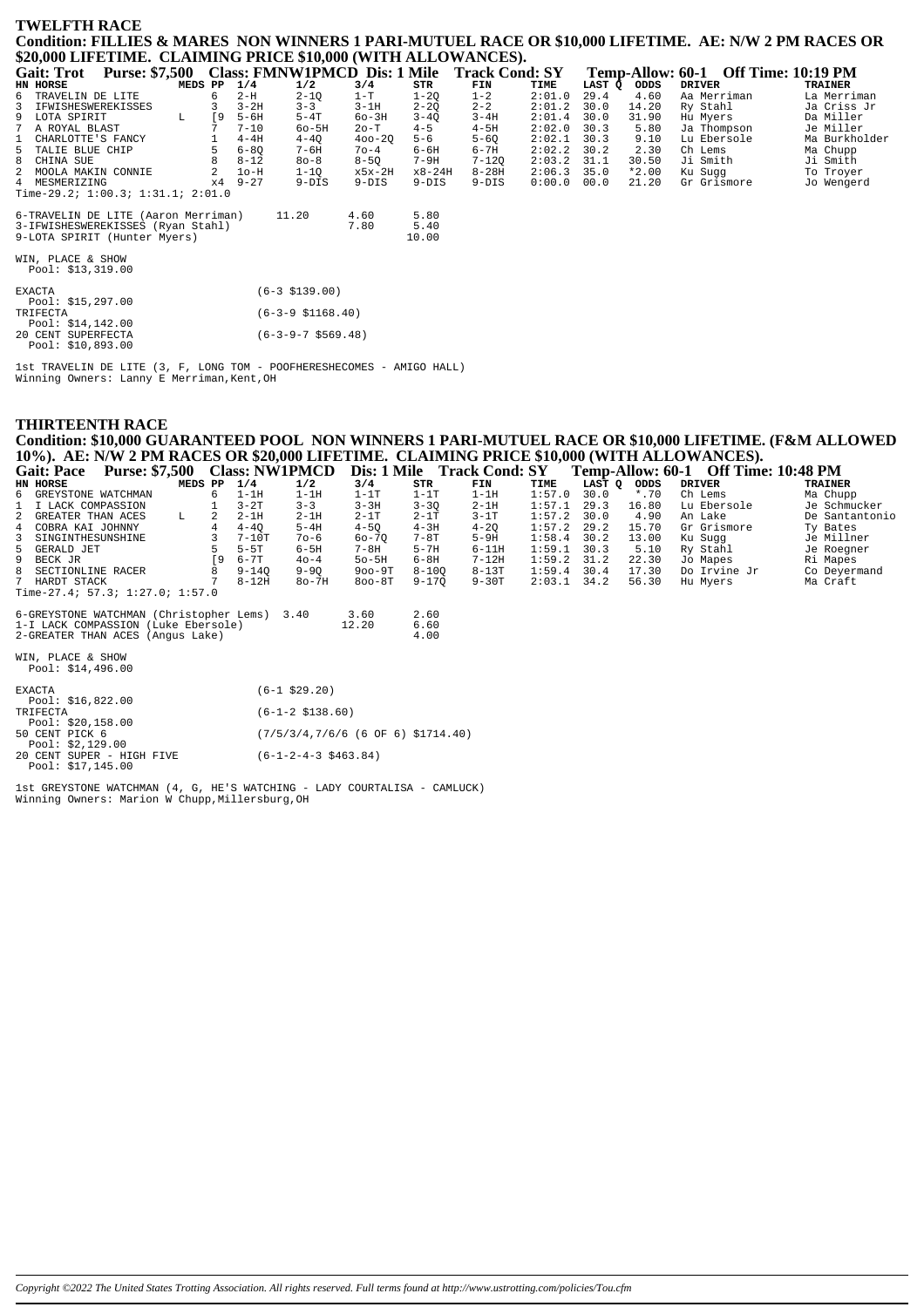## TWELFTH RACE

**Condition: FILLIES & MARES NON WINNERS 1 PARI-MUTUEL RACE OR $10,000 LIFETIME. AE: N/W 2 PM RACES OR $20,000 LIFETIME. CLAIMING PRICE $10,000 (WITH ALLOWANCES).**

**Gait: Trot Purse: $7,500 Class: FMNW1PMCD Dis: 1 Mile Track Cond: SY Temp-Allow: 60-1 Off Time: 10:19 PM**

| HN | HORSE | MEDS | PP | 1/4 | 1/2 | 3/4 | STR | FIN | TIME | LAST Q | ODDS | DRIVER | TRAINER |
|---|---|---|---|---|---|---|---|---|---|---|---|---|---|
| 6 | TRAVELIN DE LITE | | 6 | 2-H | 2-1Q | 1-T | 1-2Q | 1-2 | 2:01.0 | 29.4 | 4.60 | Aa Merriman | La Merriman |
| 3 | IFWISHESWEREKISSES | | 3 | 3-2H | 3-3 | 3-1H | 2-2Q | 2-2 | 2:01.2 | 30.0 | 14.20 | Ry Stahl | Ja Criss Jr |
| 9 | LOTA SPIRIT | L | [9 | 5-6H | 5-4T | 6o-3H | 3-4Q | 3-4H | 2:01.4 | 30.0 | 31.90 | Hu Myers | Da Miller |
| 7 | A ROYAL BLAST | | 7 | 7-10 | 6o-5H | 2o-T | 4-5 | 4-5H | 2:02.0 | 30.3 | 5.80 | Ja Thompson | Je Miller |
| 1 | CHARLOTTE'S FANCY | | 1 | 4-4H | 4-4Q | 4oo-2Q | 5-6 | 5-6Q | 2:02.1 | 30.3 | 9.10 | Lu Ebersole | Ma Burkholder |
| 5 | TALIE BLUE CHIP | | 5 | 6-8Q | 7-6H | 7o-4 | 6-6H | 6-7H | 2:02.2 | 30.2 | 2.30 | Ch Lems | Ma Chupp |
| 8 | CHINA SUE | | 8 | 8-12 | 8o-8 | 8-5Q | 7-9H | 7-12Q | 2:03.2 | 31.1 | 30.50 | Ji Smith | Ji Smith |
| 2 | MOOLA MAKIN CONNIE | | 2 | 1o-H | 1-1Q | x5x-2H | x8-24H | 8-28H | 2:06.3 | 35.0 | *2.00 | Ku Sugg | To Troyer |
| 4 | MESMERIZING | | x4 | 9-27 | 9-DIS | 9-DIS | 9-DIS | 9-DIS | 0:00.0 | 00.0 | 21.20 | Gr Grismore | Jo Wengerd |

Time-29.2; 1:00.3; 1:31.1; 2:01.0

| | | | |
|---|---|---|---|
| 6-TRAVELIN DE LITE (Aaron Merriman) | 11.20 | 4.60 | 5.80 |
| 3-IFWISHESWEREKISSES (Ryan Stahl) | | 7.80 | 5.40 |
| 9-LOTA SPIRIT (Hunter Myers) | | | 10.00 |

WIN, PLACE & SHOW
Pool: $13,319.00

EXACTA (6-3 $139.00)
Pool: $15,297.00
TRIFECTA (6-3-9 $1168.40)
Pool: $14,142.00
20 CENT SUPERFECTA (6-3-9-7 $569.48)
Pool: $10,893.00

1st TRAVELIN DE LITE (3, F, LONG TOM - POOFHERESHECOMES - AMIGO HALL)
Winning Owners: Lanny E Merriman,Kent,OH

## THIRTEENTH RACE

**Condition: $10,000 GUARANTEED POOL NON WINNERS 1 PARI-MUTUEL RACE OR $10,000 LIFETIME. (F&M ALLOWED 10%). AE: N/W 2 PM RACES OR $20,000 LIFETIME. CLAIMING PRICE $10,000 (WITH ALLOWANCES).**

**Gait: Pace Purse: $7,500 Class: NW1PMCD Dis: 1 Mile Track Cond: SY Temp-Allow: 60-1 Off Time: 10:48 PM**

| HN | HORSE | MEDS | PP | 1/4 | 1/2 | 3/4 | STR | FIN | TIME | LAST Q | ODDS | DRIVER | TRAINER |
|---|---|---|---|---|---|---|---|---|---|---|---|---|---|
| 6 | GREYSTONE WATCHMAN | | 6 | 1-1H | 1-1H | 1-1T | 1-1T | 1-1H | 1:57.0 | 30.0 | *.70 | Ch Lems | Ma Chupp |
| 1 | I LACK COMPASSION | | 1 | 3-2T | 3-3 | 3-3H | 3-3Q | 2-1H | 1:57.1 | 29.3 | 16.80 | Lu Ebersole | Je Schmucker |
| 2 | GREATER THAN ACES | L | 2 | 2-1H | 2-1H | 2-1T | 2-1T | 3-1T | 1:57.2 | 30.0 | 4.90 | An Lake | De Santantonio |
| 4 | COBRA KAI JOHNNY | | 4 | 4-4Q | 5-4H | 4-5Q | 4-3H | 4-2Q | 1:57.2 | 29.2 | 15.70 | Gr Grismore | Ty Bates |
| 3 | SINGINTHESUNSHINE | | 3 | 7-10T | 7o-6 | 6o-7Q | 7-8T | 5-9H | 1:58.4 | 30.2 | 13.00 | Ku Sugg | Je Millner |
| 5 | GERALD JET | | 5 | 5-5T | 6-5H | 7-8H | 5-7H | 6-11H | 1:59.1 | 30.3 | 5.10 | Ry Stahl | Je Roegner |
| 9 | BECK JR | | [9 | 6-7T | 4o-4 | 5o-5H | 6-8H | 7-12H | 1:59.2 | 31.2 | 22.30 | Jo Mapes | Ri Mapes |
| 8 | SECTIONLINE RACER | | 8 | 9-14Q | 9-9Q | 9oo-9T | 8-10Q | 8-13T | 1:59.4 | 30.4 | 17.30 | Do Irvine Jr | Co Deyermand |
| 7 | HARDT STACK | | 7 | 8-12H | 8o-7H | 8oo-8T | 9-17Q | 9-30T | 2:03.1 | 34.2 | 56.30 | Hu Myers | Ma Craft |

Time-27.4; 57.3; 1:27.0; 1:57.0

| | | | |
|---|---|---|---|
| 6-GREYSTONE WATCHMAN (Christopher Lems) | 3.40 | 3.60 | 2.60 |
| 1-I LACK COMPASSION (Luke Ebersole) | | 12.20 | 6.60 |
| 2-GREATER THAN ACES (Angus Lake) | | | 4.00 |

WIN, PLACE & SHOW
Pool: $14,496.00

EXACTA (6-1 $29.20)
Pool: $16,822.00
TRIFECTA (6-1-2 $138.60)
Pool: $20,158.00
50 CENT PICK 6 (7/5/3/4,7/6/6 (6 OF 6) $1714.40)
Pool: $2,129.00
20 CENT SUPER - HIGH FIVE (6-1-2-4-3 $463.84)
Pool: $17,145.00

1st GREYSTONE WATCHMAN (4, G, HE'S WATCHING - LADY COURTALISA - CAMLUCK)
Winning Owners: Marion W Chupp,Millersburg,OH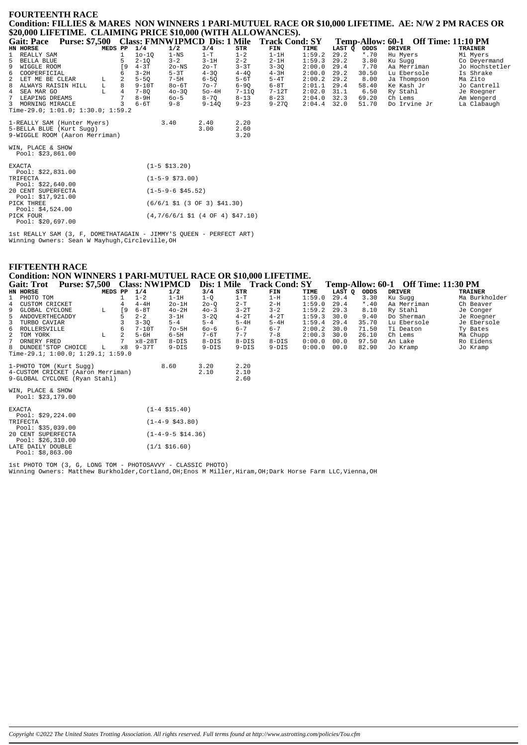## FOURTEENTH RACE

**Condition: FILLIES & MARES NON WINNERS 1 PARI-MUTUEL RACE OR $10,000 LIFETIME. AE: N/W 2 PM RACES OR $20,000 LIFETIME. CLAIMING PRICE $10,000 (WITH ALLOWANCES).**

**Gait: Pace Purse: $7,500 Class: FMNW1PMCD Dis: 1 Mile Track Cond: SY Temp-Allow: 60-1 Off Time: 11:10 PM**

| HN | HORSE | MEDS | PP | 1/4 | 1/2 | 3/4 | STR | FIN | TIME | LAST Q | ODDS | DRIVER | TRAINER |
|---|---|---|---|---|---|---|---|---|---|---|---|---|---|
| 1 | REALLY SAM | | 1 | 1o-1Q | 1-NS | 1-T | 1-2 | 1-1H | 1:59.2 | 29.2 | *.70 | Hu Myers | Mi Myers |
| 5 | BELLA BLUE | | 5 | 2-1Q | 3-2 | 3-1H | 2-2 | 2-1H | 1:59.3 | 29.2 | 3.80 | Ku Sugg | Co Deyermand |
| 9 | WIGGLE ROOM | | [9 | 4-3T | 2o-NS | 2o-T | 3-3T | 3-3Q | 2:00.0 | 29.4 | 7.70 | Aa Merriman | Jo Hochstetler |
| 6 | COOPERFICIAL | | 6 | 3-2H | 5-3T | 4-3Q | 4-4Q | 4-3H | 2:00.0 | 29.2 | 30.50 | Lu Ebersole | Is Shrake |
| 2 | LET ME BE CLEAR | L | 2 | 5-5Q | 7-5H | 6-5Q | 5-6T | 5-4T | 2:00.2 | 29.2 | 8.00 | Ja Thompson | Ma Zito |
| 8 | ALWAYS RAISIN HILL | L | 8 | 9-10T | 8o-6T | 7o-7 | 6-9Q | 6-8T | 2:01.1 | 29.4 | 58.40 | Ke Kash Jr | Jo Cantrell |
| 4 | SEA MAR GO | L | 4 | 7-8Q | 4o-3Q | 5o-4H | 7-11Q | 7-12T | 2:02.0 | 31.1 | 6.50 | Ry Stahl | Je Roegner |
| 7 | LEAPING DREAMS | | 7 | 8-9H | 6o-5 | 8-7Q | 8-13 | 8-23 | 2:04.0 | 32.3 | 69.20 | Ch Lems | Am Wengerd |
| 3 | MORNING MIRACLE | | 3 | 6-6T | 9-8 | 9-14Q | 9-23 | 9-27Q | 2:04.4 | 32.0 | 51.70 | Do Irvine Jr | La Clabaugh |

Time-29.0; 1:01.0; 1:30.0; 1:59.2

| | | | |
|---|---|---|---|
| 1-REALLY SAM (Hunter Myers) | 3.40 | 2.40 | 2.20 |
| 5-BELLA BLUE (Kurt Sugg) | | 3.00 | 2.60 |
| 9-WIGGLE ROOM (Aaron Merriman) | | | 3.20 |

WIN, PLACE & SHOW
Pool: $23,861.00

| | |
|---|---|
| EXACTA Pool: $22,831.00 | (1-5 $13.20) |
| TRIFECTA Pool: $22,640.00 | (1-5-9 $73.00) |
| 20 CENT SUPERFECTA Pool: $17,921.00 | (1-5-9-6 $45.52) |
| PICK THREE Pool: $4,524.00 | (6/6/1 $1 (3 OF 3) $41.30) |
| PICK FOUR Pool: $20,697.00 | (4,7/6/6/1 $1 (4 OF 4) $47.10) |

1st REALLY SAM (3, F, DOMETHATAGAIN - JIMMY'S QUEEN - PERFECT ART)
Winning Owners: Sean W Mayhugh,Circleville,OH

## FIFTEENTH RACE

**Condition: NON WINNERS 1 PARI-MUTUEL RACE OR $10,000 LIFETIME.**

**Gait: Trot Purse: $7,500 Class: NW1PMCD Dis: 1 Mile Track Cond: SY Temp-Allow: 60-1 Off Time: 11:30 PM**

| HN | HORSE | MEDS | PP | 1/4 | 1/2 | 3/4 | STR | FIN | TIME | LAST Q | ODDS | DRIVER | TRAINER |
|---|---|---|---|---|---|---|---|---|---|---|---|---|---|
| 1 | PHOTO TOM | | 1 | 1-2 | 1-1H | 1-Q | 1-T | 1-H | 1:59.0 | 29.4 | 3.30 | Ku Sugg | Ma Burkholder |
| 4 | CUSTOM CRICKET | | 4 | 4-4H | 2o-1H | 2o-Q | 2-T | 2-H | 1:59.0 | 29.4 | *.40 | Aa Merriman | Ch Beaver |
| 9 | GLOBAL CYCLONE | L | [9 | 6-8T | 4o-2H | 4o-3 | 3-2T | 3-2 | 1:59.2 | 29.3 | 8.10 | Ry Stahl | Je Conger |
| 5 | ANDOVERTHECADDY | | 5 | 2-2 | 3-1H | 3-2Q | 4-2T | 4-2T | 1:59.3 | 30.0 | 9.40 | Do Sherman | Je Roegner |
| 3 | TURBO CAVIAR | | 3 | 3-3Q | 5-4 | 5-4 | 5-4H | 5-4H | 1:59.4 | 29.4 | 35.70 | Lu Ebersole | Je Ebersole |
| 6 | ROLLERSVILLE | | 6 | 7-10T | 7o-5H | 6o-6 | 6-7 | 6-7 | 2:00.2 | 30.0 | 71.50 | Ti Deaton | Ty Bates |
| 2 | TOM YORK | L | 2 | 5-6H | 6-5H | 7-6T | 7-7 | 7-8 | 2:00.3 | 30.0 | 26.10 | Ch Lems | Ma Chupp |
| 7 | ORNERY FRED | | 7 | x8-28T | 8-DIS | 8-DIS | 8-DIS | 8-DIS | 0:00.0 | 00.0 | 97.50 | An Lake | Ro Eidens |
| 8 | DUNDEE'STOP CHOICE | L | x8 | 9-37T | 9-DIS | 9-DIS | 9-DIS | 9-DIS | 0:00.0 | 00.0 | 82.90 | Jo Kramp | Jo Kramp |

Time-29.1; 1:00.0; 1:29.1; 1:59.0

| | | | |
|---|---|---|---|
| 1-PHOTO TOM (Kurt Sugg) | 8.60 | 3.20 | 2.20 |
| 4-CUSTOM CRICKET (Aaron Merriman) | | 2.10 | 2.10 |
| 9-GLOBAL CYCLONE (Ryan Stahl) | | | 2.60 |

WIN, PLACE & SHOW
Pool: $23,179.00

| | |
|---|---|
| EXACTA Pool: $29,224.00 | (1-4 $15.40) |
| TRIFECTA Pool: $35,039.00 | (1-4-9 $43.80) |
| 20 CENT SUPERFECTA Pool: $26,310.00 | (1-4-9-5 $14.36) |
| LATE DAILY DOUBLE Pool: $8,863.00 | (1/1 $16.60) |

1st PHOTO TOM (3, G, LONG TOM - PHOTOSAVVY - CLASSIC PHOTO)
Winning Owners: Matthew Burkholder,Cortland,OH;Enos M Miller,Hiram,OH;Dark Horse Farm LLC,Vienna,OH